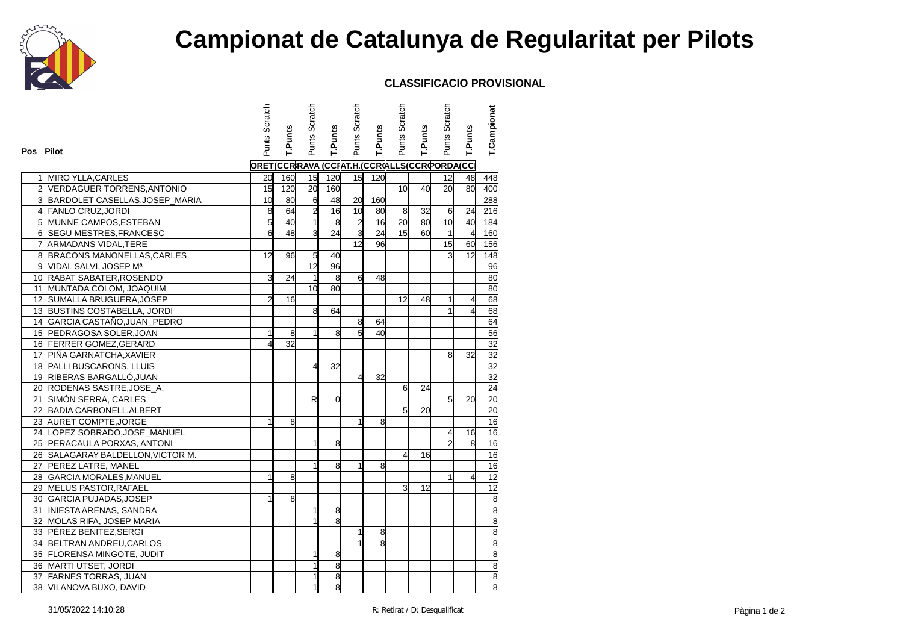# Campionat de Catalunya de Regularitat per Pilots

**CLASSIFICACIO PROVISIONAL**

| Pos | Pilot | Punts Scratch | T.Punts | Punts Scratch | T.Punts | Punts Scratch | T.Punts | Punts Scratch | T.Punts | Punts Scratch | T.Punts | T.Campionat |
|---|---|---|---|---|---|---|---|---|---|---|---|---|
| | | ORET(CCR | | RAVA (CCR | | AT.H.(CCR | | ALLS(CCR | | ORDA(CC | | |
| 1 | MIRO YLLA,CARLES | 20 | 160 | 15 | 120 | 15 | 120 | | | 12 | 48 | 448 |
| 2 | VERDAGUER TORRENS,ANTONIO | 15 | 120 | 20 | 160 | | | 10 | 40 | 20 | 80 | 400 |
| 3 | BARDOLET CASELLAS,JOSEP_MARIA | 10 | 80 | 6 | 48 | 20 | 160 | | | | | 288 |
| 4 | FANLO CRUZ,JORDI | 8 | 64 | 2 | 16 | 10 | 80 | 8 | 32 | 6 | 24 | 216 |
| 5 | MUNNE CAMPOS,ESTEBAN | 5 | 40 | 1 | 8 | 2 | 16 | 20 | 80 | 10 | 40 | 184 |
| 6 | SEGU MESTRES,FRANCESC | 6 | 48 | 3 | 24 | 3 | 24 | 15 | 60 | 1 | 4 | 160 |
| 7 | ARMADANS VIDAL,TERE | | | | | 12 | 96 | | | 15 | 60 | 156 |
| 8 | BRACONS MANONELLAS,CARLES | 12 | 96 | 5 | 40 | | | | | 3 | 12 | 148 |
| 9 | VIDAL SALVI, JOSEP Mª | | | 12 | 96 | | | | | | | 96 |
| 10 | RABAT SABATER,ROSENDO | 3 | 24 | 1 | 8 | 6 | 48 | | | | | 80 |
| 11 | MUNTADA COLOM, JOAQUIM | | | 10 | 80 | | | | | | | 80 |
| 12 | SUMALLA BRUGUERA,JOSEP | 2 | 16 | | | | | 12 | 48 | 1 | 4 | 68 |
| 13 | BUSTINS COSTABELLA, JORDI | | | 8 | 64 | | | | | 1 | 4 | 68 |
| 14 | GARCIA CASTAÑO,JUAN_PEDRO | | | | | 8 | 64 | | | | | 64 |
| 15 | PEDRAGOSA SOLER,JOAN | 1 | 8 | 1 | 8 | 5 | 40 | | | | | 56 |
| 16 | FERRER GOMEZ,GERARD | 4 | 32 | | | | | | | | | 32 |
| 17 | PIÑA GARNATCHA,XAVIER | | | | | | | | | 8 | 32 | 32 |
| 18 | PALLI BUSCARONS, LLUIS | | | 4 | 32 | | | | | | | 32 |
| 19 | RIBERAS BARGALLÓ,JUAN | | | | | 4 | 32 | | | | | 32 |
| 20 | RODENAS SASTRE,JOSE_A. | | | | | | | 6 | 24 | | | 24 |
| 21 | SIMÓN SERRA, CARLES | | | R | 0 | | | | | 5 | 20 | 20 |
| 22 | BADIA CARBONELL,ALBERT | | | | | | | 5 | 20 | | | 20 |
| 23 | AURET COMPTE,JORGE | 1 | 8 | | | 1 | 8 | | | | | 16 |
| 24 | LOPEZ SOBRADO,JOSE_MANUEL | | | | | | | | | 4 | 16 | 16 |
| 25 | PERACAULA PORXAS, ANTONI | | | 1 | 8 | | | | | 2 | 8 | 16 |
| 26 | SALAGARAY BALDELLON,VICTOR M. | | | | | | | 4 | 16 | | | 16 |
| 27 | PEREZ LATRE, MANEL | | | 1 | 8 | 1 | 8 | | | | | 16 |
| 28 | GARCIA MORALES,MANUEL | 1 | 8 | | | | | | | 1 | 4 | 12 |
| 29 | MELUS PASTOR,RAFAEL | | | | | | | 3 | 12 | | | 12 |
| 30 | GARCIA PUJADAS,JOSEP | 1 | 8 | | | | | | | | | 8 |
| 31 | INIESTA ARENAS, SANDRA | | | 1 | 8 | | | | | | | 8 |
| 32 | MOLAS RIFA, JOSEP MARIA | | | 1 | 8 | | | | | | | 8 |
| 33 | PÉREZ BENITEZ,SERGI | | | | | 1 | 8 | | | | | 8 |
| 34 | BELTRAN ANDREU,CARLOS | | | | | 1 | 8 | | | | | 8 |
| 35 | FLORENSA MINGOTE, JUDIT | | | 1 | 8 | | | | | | | 8 |
| 36 | MARTI UTSET, JORDI | | | 1 | 8 | | | | | | | 8 |
| 37 | FARNES TORRAS, JUAN | | | 1 | 8 | | | | | | | 8 |
| 38 | VILANOVA BUXO, DAVID | | | 1 | 8 | | | | | | | 8 |

R: Retirat / D: Desqualificat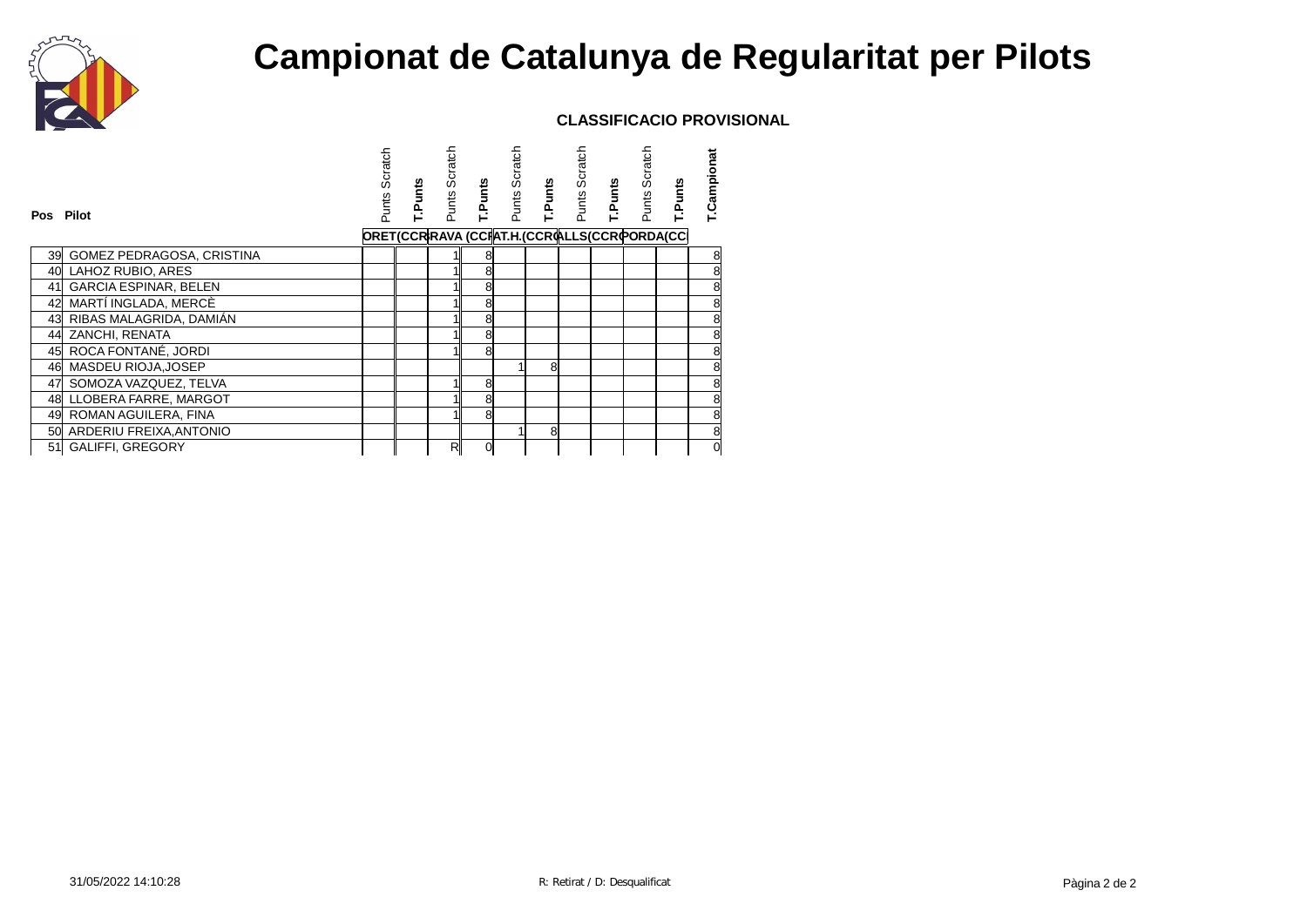# Campionat de Catalunya de Regularitat per Pilots

**CLASSIFICACIO PROVISIONAL**

| Pos | Pilot | Punts Scratch | T.Punts | Punts Scratch | T.Punts | Punts Scratch | T.Punts | Punts Scratch | T.Punts | Punts Scratch | T.Punts | T.Campionat |
|---|---|---|---|---|---|---|---|---|---|---|---|---|
| | | ORET(CCR | | RAVA (CC | | AT.H.(CCR | | ALLS(CCR | | ORDA(CC | | |
| 39 | GOMEZ PEDRAGOSA, CRISTINA | | | 1 | 8 | | | | | | | 8 |
| 40 | LAHOZ RUBIO, ARES | | | 1 | 8 | | | | | | | 8 |
| 41 | GARCIA ESPINAR, BELEN | | | 1 | 8 | | | | | | | 8 |
| 42 | MARTÍ INGLADA, MERCÈ | | | 1 | 8 | | | | | | | 8 |
| 43 | RIBAS MALAGRIDA, DAMIÁN | | | 1 | 8 | | | | | | | 8 |
| 44 | ZANCHI, RENATA | | | 1 | 8 | | | | | | | 8 |
| 45 | ROCA FONTANÉ, JORDI | | | 1 | 8 | | | | | | | 8 |
| 46 | MASDEU RIOJA,JOSEP | | | | | 1 | 8 | | | | | 8 |
| 47 | SOMOZA VAZQUEZ, TELVA | | | 1 | 8 | | | | | | | 8 |
| 48 | LLOBERA FARRE, MARGOT | | | 1 | 8 | | | | | | | 8 |
| 49 | ROMAN AGUILERA, FINA | | | 1 | 8 | | | | | | | 8 |
| 50 | ARDERIU FREIXA,ANTONIO | | | | | 1 | 8 | | | | | 8 |
| 51 | GALIFFI, GREGORY | | | R | 0 | | | | | | | 0 |

31/05/2022 14:10:28

R: Retirat / D: Desqualificat